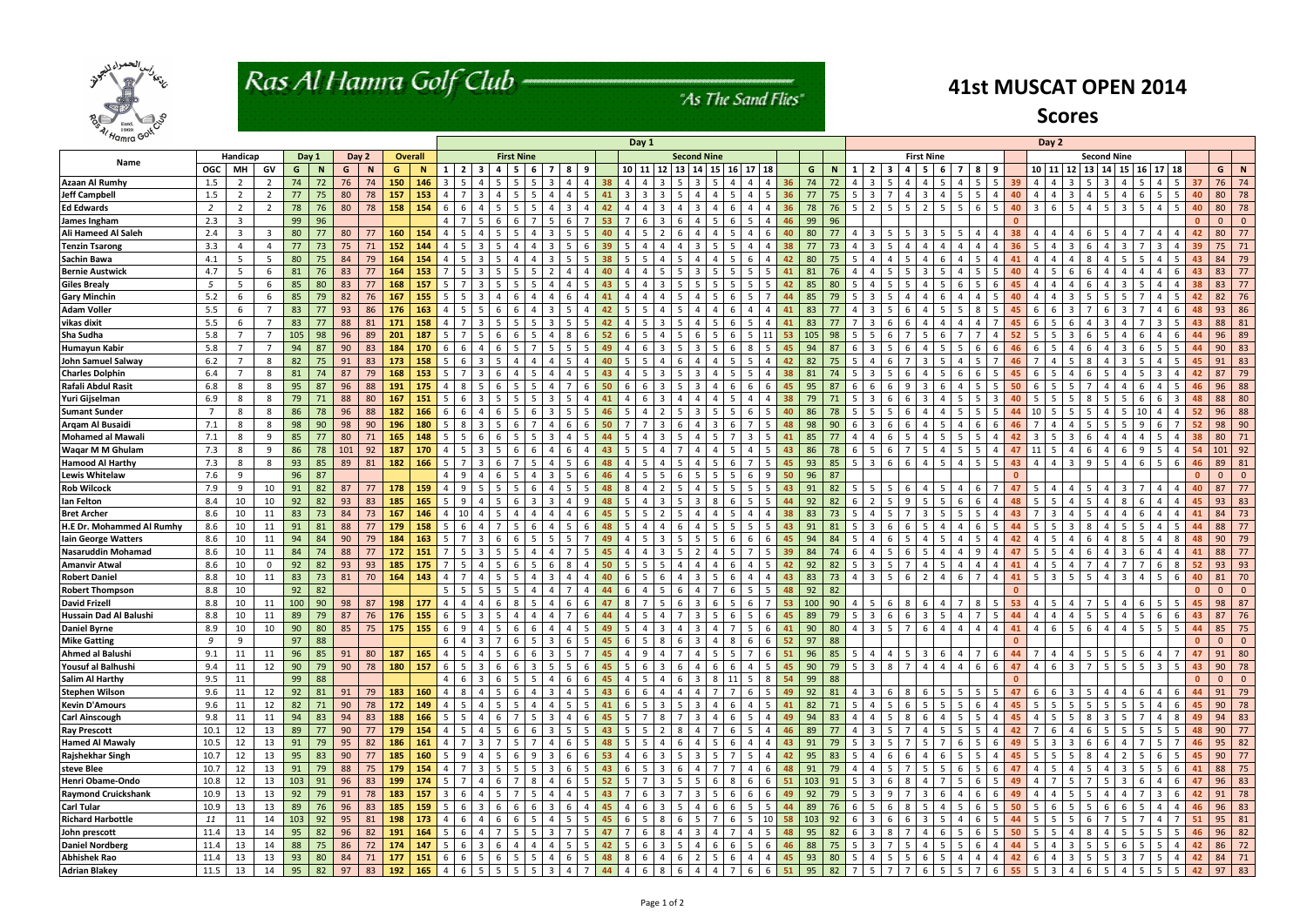# Ras Al Hamra Golf Club

"As The Sand Flies"

## 41st MUSCAT OPEN 2014

## Scores

| | | | | | | | | | | Day 1 | | | | | | | | | | | | | | | | | | | | | | Day 2 | | | | | | | | | | | | | | | | | | | | | |
|---|---|---|---|---|---|---|---|---|---|---|---|---|---|---|---|---|---|---|---|---|---|---|---|---|---|---|---|---|---|---|---|---|---|---|---|---|---|---|---|---|---|---|---|---|---|---|---|---|---|---|---|---|---|
| Name | Handicap | | | Day 1 | | Day 2 | | Overall | | First Nine | | | | | | | | | | Second Nine | | | | | | | | | | | | First Nine | | | | | | | | | | Second Nine | | | | | | | | | | | |
| | OGC | MH | GV | G | N | G | N | G | N | 1 | 2 | 3 | 4 | 5 | 6 | 7 | 8 | 9 | | 10 | 11 | 12 | 13 | 14 | 15 | 16 | 17 | 18 | | G | N | 1 | 2 | 3 | 4 | 5 | 6 | 7 | 8 | 9 | | 10 | 11 | 12 | 13 | 14 | 15 | 16 | 17 | 18 | | G | N |
| Azaan Al Rumhy | 1.5 | 2 | 2 | 74 | 72 | 76 | 74 | 150 | 146 | 3 | 5 | 4 | 5 | 5 | 5 | 3 | 4 | 4 | 38 | 4 | 4 | 3 | 5 | 3 | 5 | 4 | 4 | 4 | 36 | 74 | 72 | 4 | 3 | 5 | 4 | 4 | 5 | 4 | 5 | 5 | 39 | 4 | 4 | 3 | 5 | 3 | 4 | 5 | 4 | 5 | 37 | 76 | 74 |
| Jeff Campbell | 1.5 | 2 | 2 | 77 | 75 | 80 | 78 | 157 | 153 | 4 | 7 | 3 | 4 | 5 | 5 | 4 | 4 | 5 | 41 | 3 | 3 | 5 | 4 | 4 | 5 | 4 | 4 | 5 | 36 | 77 | 75 | 5 | 3 | 7 | 4 | 3 | 4 | 5 | 5 | 4 | 40 | 4 | 4 | 3 | 4 | 5 | 4 | 6 | 5 | 5 | 40 | 80 | 78 |
| Ed Edwards | 2 | 2 | 2 | 78 | 76 | 80 | 78 | 158 | 154 | 6 | 6 | 4 | 5 | 5 | 5 | 4 | 3 | 4 | 42 | 4 | 4 | 3 | 4 | 3 | 4 | 6 | 4 | 4 | 36 | 78 | 76 | 5 | 2 | 5 | 5 | 2 | 5 | 5 | 6 | 5 | 40 | 3 | 6 | 5 | 4 | 5 | 3 | 5 | 4 | 5 | 40 | 80 | 78 |
| James Ingham | 2.3 | 3 | | 99 | 96 | | | | | 4 | 7 | 5 | 6 | 6 | 7 | 5 | 6 | 7 | 53 | 7 | 6 | 3 | 6 | 4 | 5 | 6 | 5 | 4 | 46 | 99 | 96 | | | | | | | | | | 0 | | | | | | | | | | 0 | 0 | 0 |
| Ali Hameed Al Saleh | 2.4 | 3 | 3 | 80 | 77 | 80 | 77 | 160 | 154 | 4 | 5 | 4 | 5 | 5 | 4 | 3 | 5 | 5 | 40 | 4 | 5 | 2 | 6 | 4 | 4 | 5 | 4 | 6 | 40 | 80 | 77 | 4 | 3 | 5 | 5 | 3 | 5 | 5 | 4 | 4 | 38 | 4 | 4 | 4 | 6 | 5 | 4 | 7 | 4 | 4 | 42 | 80 | 77 |
| Tenzin Tsarong | 3.3 | 4 | 4 | 77 | 73 | 75 | 71 | 152 | 144 | 4 | 5 | 3 | 5 | 4 | 4 | 3 | 5 | 6 | 39 | 5 | 4 | 4 | 4 | 3 | 5 | 5 | 4 | 4 | 38 | 77 | 73 | 4 | 3 | 5 | 4 | 4 | 4 | 4 | 4 | 4 | 36 | 5 | 4 | 3 | 6 | 4 | 3 | 7 | 3 | 4 | 39 | 75 | 71 |
| Sachin Bawa | 4.1 | 5 | 5 | 80 | 75 | 84 | 79 | 164 | 154 | 4 | 5 | 3 | 5 | 4 | 4 | 3 | 5 | 5 | 38 | 5 | 5 | 4 | 5 | 4 | 4 | 5 | 6 | 4 | 42 | 80 | 75 | 5 | 4 | 4 | 5 | 4 | 6 | 4 | 5 | 4 | 41 | 4 | 4 | 4 | 8 | 4 | 5 | 5 | 4 | 5 | 43 | 84 | 79 |
| Bernie Austwick | 4.7 | 5 | 6 | 81 | 76 | 83 | 77 | 164 | 153 | 7 | 5 | 3 | 5 | 5 | 5 | 2 | 4 | 4 | 40 | 4 | 4 | 5 | 5 | 3 | 5 | 5 | 5 | 5 | 41 | 81 | 76 | 4 | 4 | 5 | 5 | 3 | 5 | 4 | 5 | 5 | 40 | 4 | 5 | 6 | 6 | 4 | 4 | 4 | 4 | 6 | 43 | 83 | 77 |
| Giles Brealy | 5 | 5 | 6 | 85 | 80 | 83 | 77 | 168 | 157 | 5 | 7 | 3 | 5 | 5 | 5 | 4 | 4 | 5 | 43 | 5 | 4 | 3 | 5 | 5 | 5 | 5 | 5 | 5 | 42 | 85 | 80 | 5 | 4 | 5 | 5 | 4 | 5 | 6 | 5 | 6 | 45 | 4 | 4 | 4 | 6 | 4 | 3 | 5 | 4 | 4 | 38 | 83 | 77 |
| Gary Minchin | 5.2 | 6 | 6 | 85 | 79 | 82 | 76 | 167 | 155 | 5 | 5 | 3 | 4 | 6 | 4 | 4 | 6 | 4 | 41 | 4 | 4 | 4 | 5 | 4 | 5 | 6 | 5 | 7 | 44 | 85 | 79 | 5 | 3 | 5 | 4 | 4 | 6 | 4 | 4 | 5 | 40 | 4 | 4 | 3 | 5 | 5 | 5 | 7 | 4 | 5 | 42 | 82 | 76 |
| Adam Voller | 5.5 | 6 | 7 | 83 | 77 | 93 | 86 | 176 | 163 | 4 | 5 | 5 | 6 | 6 | 4 | 3 | 5 | 4 | 42 | 5 | 5 | 4 | 5 | 4 | 4 | 6 | 4 | 4 | 41 | 83 | 77 | 4 | 3 | 5 | 6 | 4 | 5 | 5 | 8 | 5 | 45 | 6 | 6 | 3 | 7 | 6 | 3 | 7 | 4 | 6 | 48 | 93 | 86 |
| vikas dixit | 5.5 | 6 | 7 | 83 | 77 | 88 | 81 | 171 | 158 | 4 | 7 | 3 | 5 | 5 | 5 | 3 | 5 | 5 | 42 | 4 | 5 | 3 | 5 | 4 | 5 | 6 | 5 | 4 | 41 | 83 | 77 | 7 | 3 | 6 | 6 | 4 | 4 | 4 | 4 | 7 | 45 | 6 | 5 | 6 | 4 | 3 | 4 | 7 | 3 | 5 | 43 | 88 | 81 |
| Sha Sudha | 5.8 | 7 | 7 | 105 | 98 | 96 | 89 | 201 | 187 | 5 | 7 | 5 | 6 | 6 | 5 | 4 | 8 | 6 | 52 | 6 | 5 | 4 | 5 | 6 | 5 | 6 | 5 | 11 | 53 | 105 | 98 | 5 | 5 | 6 | 7 | 5 | 6 | 7 | 7 | 4 | 52 | 5 | 5 | 3 | 6 | 5 | 4 | 6 | 4 | 6 | 44 | 96 | 89 |
| Humayun Kabir | 5.8 | 7 | 7 | 94 | 87 | 90 | 83 | 184 | 170 | 6 | 6 | 4 | 6 | 5 | 7 | 5 | 5 | 5 | 49 | 4 | 6 | 3 | 5 | 3 | 5 | 6 | 8 | 5 | 45 | 94 | 87 | 6 | 3 | 5 | 6 | 4 | 5 | 5 | 6 | 6 | 46 | 6 | 5 | 4 | 6 | 4 | 3 | 6 | 5 | 5 | 44 | 90 | 83 |
| John Samuel Salway | 6.2 | 7 | 8 | 82 | 75 | 91 | 83 | 173 | 158 | 5 | 6 | 3 | 5 | 4 | 4 | 4 | 5 | 4 | 40 | 5 | 5 | 4 | 6 | 4 | 4 | 5 | 5 | 4 | 42 | 82 | 75 | 5 | 4 | 6 | 7 | 3 | 5 | 4 | 5 | 7 | 46 | 7 | 4 | 5 | 8 | 4 | 3 | 5 | 4 | 5 | 45 | 91 | 83 |
| Charles Dolphin | 6.4 | 7 | 8 | 81 | 74 | 87 | 79 | 168 | 153 | 5 | 7 | 3 | 6 | 4 | 5 | 4 | 4 | 5 | 43 | 4 | 5 | 3 | 5 | 3 | 4 | 5 | 4 | 5 | 38 | 81 | 74 | 5 | 3 | 5 | 6 | 4 | 5 | 6 | 6 | 5 | 45 | 6 | 5 | 4 | 6 | 5 | 4 | 5 | 3 | 4 | 42 | 87 | 79 |
| Rafali Abdul Rasit | 6.8 | 8 | 8 | 95 | 87 | 96 | 88 | 191 | 175 | 4 | 8 | 5 | 6 | 5 | 5 | 4 | 7 | 6 | 50 | 6 | 6 | 3 | 5 | 3 | 4 | 6 | 6 | 6 | 45 | 95 | 87 | 6 | 6 | 6 | 9 | 3 | 6 | 4 | 5 | 5 | 50 | 6 | 5 | 5 | 7 | 4 | 4 | 6 | 4 | 5 | 46 | 96 | 88 |
| Yuri Gijselman | 6.9 | 8 | 8 | 79 | 71 | 88 | 80 | 167 | 151 | 5 | 6 | 3 | 5 | 5 | 5 | 3 | 5 | 4 | 41 | 4 | 6 | 3 | 4 | 4 | 4 | 5 | 4 | 4 | 38 | 79 | 71 | 5 | 3 | 6 | 6 | 3 | 4 | 5 | 5 | 3 | 40 | 5 | 5 | 5 | 8 | 5 | 5 | 6 | 6 | 3 | 48 | 88 | 80 |
| Sumant Sunder | 7 | 8 | 8 | 86 | 78 | 96 | 88 | 182 | 166 | 6 | 6 | 4 | 6 | 5 | 6 | 3 | 5 | 5 | 46 | 5 | 4 | 2 | 5 | 3 | 5 | 5 | 6 | 5 | 40 | 86 | 78 | 5 | 5 | 5 | 6 | 4 | 4 | 5 | 5 | 5 | 44 | 10 | 5 | 5 | 5 | 4 | 5 | 10 | 4 | 4 | 52 | 96 | 88 |
| Arqam Al Busaidi | 7.1 | 8 | 8 | 98 | 90 | 98 | 90 | 196 | 180 | 5 | 8 | 3 | 5 | 6 | 7 | 4 | 6 | 6 | 50 | 7 | 7 | 3 | 6 | 4 | 3 | 6 | 7 | 5 | 48 | 98 | 90 | 6 | 3 | 6 | 6 | 4 | 5 | 4 | 6 | 6 | 46 | 7 | 4 | 4 | 5 | 5 | 5 | 9 | 6 | 7 | 52 | 98 | 90 |
| Mohamed al Mawali | 7.1 | 8 | 9 | 85 | 77 | 80 | 71 | 165 | 148 | 5 | 5 | 6 | 6 | 5 | 5 | 3 | 4 | 5 | 44 | 5 | 4 | 3 | 5 | 4 | 5 | 7 | 3 | 5 | 41 | 85 | 77 | 4 | 4 | 6 | 5 | 4 | 5 | 5 | 5 | 4 | 42 | 3 | 5 | 3 | 6 | 4 | 4 | 4 | 5 | 4 | 38 | 80 | 71 |
| Waqar M M Ghulam | 7.3 | 8 | 9 | 86 | 78 | 101 | 92 | 187 | 170 | 4 | 5 | 3 | 5 | 6 | 6 | 4 | 6 | 4 | 43 | 5 | 5 | 4 | 7 | 4 | 4 | 5 | 4 | 5 | 43 | 86 | 78 | 6 | 5 | 6 | 7 | 5 | 4 | 5 | 5 | 4 | 47 | 11 | 5 | 4 | 6 | 4 | 6 | 9 | 5 | 4 | 54 | 101 | 92 |
| Hamood Al Harthy | 7.3 | 8 | 8 | 93 | 85 | 89 | 81 | 182 | 166 | 5 | 7 | 3 | 6 | 7 | 5 | 4 | 5 | 6 | 48 | 4 | 4 | 5 | 4 | 5 | 6 | 7 | 5 | 5 | 45 | 93 | 85 | 5 | 3 | 6 | 6 | 4 | 5 | 4 | 5 | 5 | 43 | 4 | 4 | 3 | 9 | 5 | 4 | 6 | 5 | 6 | 46 | 89 | 81 |
| Lewis Whitelaw | 7.6 | 9 | | 96 | 87 | | | | | 4 | 9 | 4 | 6 | 5 | 4 | 3 | 5 | 6 | 46 | 4 | 5 | 5 | 6 | 5 | 5 | 5 | 6 | 9 | 50 | 96 | 87 | | | | | | | | | | 0 | | | | | | | | | | 0 | 0 | 0 |
| Rob Wilcock | 7.9 | 9 | 10 | 91 | 82 | 87 | 77 | 178 | 159 | 4 | 9 | 5 | 5 | 5 | 6 | 4 | 5 | 5 | 48 | 8 | 4 | 2 | 5 | 4 | 5 | 5 | 5 | 5 | 43 | 91 | 82 | 5 | 5 | 5 | 6 | 4 | 5 | 4 | 6 | 7 | 47 | 5 | 4 | 4 | 5 | 4 | 3 | 7 | 4 | 4 | 40 | 87 | 77 |
| Ian Felton | 8.4 | 10 | 10 | 92 | 82 | 93 | 83 | 185 | 165 | 5 | 9 | 4 | 5 | 6 | 3 | 3 | 4 | 9 | 48 | 5 | 4 | 3 | 5 | 3 | 8 | 6 | 5 | 5 | 44 | 92 | 82 | 6 | 2 | 5 | 9 | 5 | 5 | 6 | 6 | 4 | 48 | 5 | 5 | 4 | 5 | 4 | 8 | 6 | 4 | 4 | 45 | 93 | 83 |
| Bret Archer | 8.6 | 10 | 11 | 83 | 73 | 84 | 73 | 167 | 146 | 4 | 10 | 4 | 5 | 4 | 4 | 4 | 4 | 6 | 45 | 5 | 5 | 2 | 5 | 4 | 4 | 5 | 4 | 4 | 38 | 83 | 73 | 5 | 4 | 5 | 7 | 3 | 5 | 5 | 5 | 4 | 43 | 7 | 3 | 4 | 5 | 4 | 4 | 6 | 4 | 4 | 41 | 84 | 73 |
| H.E Dr. Mohammed Al Rumhy | 8.6 | 10 | 11 | 91 | 81 | 88 | 77 | 179 | 158 | 5 | 6 | 4 | 7 | 5 | 6 | 4 | 5 | 6 | 48 | 5 | 4 | 4 | 6 | 4 | 5 | 5 | 5 | 5 | 43 | 91 | 81 | 5 | 3 | 6 | 6 | 5 | 4 | 4 | 6 | 5 | 44 | 5 | 5 | 3 | 8 | 4 | 5 | 5 | 4 | 5 | 44 | 88 | 77 |
| Iain George Watters | 8.6 | 10 | 11 | 94 | 84 | 90 | 79 | 184 | 163 | 5 | 7 | 3 | 6 | 6 | 5 | 5 | 5 | 7 | 49 | 4 | 5 | 3 | 5 | 5 | 5 | 6 | 6 | 6 | 45 | 94 | 84 | 5 | 4 | 6 | 5 | 4 | 5 | 4 | 5 | 4 | 42 | 4 | 5 | 4 | 6 | 4 | 8 | 5 | 4 | 8 | 48 | 90 | 79 |
| Nasaruddin Mohamad | 8.6 | 10 | 11 | 84 | 74 | 88 | 77 | 172 | 151 | 7 | 5 | 3 | 5 | 5 | 4 | 4 | 7 | 5 | 45 | 4 | 4 | 3 | 5 | 2 | 4 | 5 | 7 | 5 | 39 | 84 | 74 | 6 | 4 | 5 | 6 | 5 | 4 | 4 | 9 | 4 | 47 | 5 | 5 | 4 | 6 | 4 | 3 | 6 | 4 | 4 | 41 | 88 | 77 |
| Amanvir Atwal | 8.6 | 10 | 0 | 92 | 82 | 93 | 93 | 185 | 175 | 7 | 5 | 4 | 5 | 6 | 5 | 6 | 8 | 4 | 50 | 5 | 5 | 5 | 4 | 4 | 6 | 4 | 5 | 4 | 42 | 92 | 82 | 5 | 3 | 5 | 7 | 4 | 5 | 4 | 4 | 4 | 41 | 4 | 5 | 4 | 7 | 4 | 7 | 7 | 6 | 8 | 52 | 93 | 93 |
| Robert Daniel | 8.8 | 10 | 11 | 83 | 73 | 81 | 70 | 164 | 143 | 4 | 7 | 4 | 5 | 5 | 4 | 3 | 4 | 4 | 40 | 6 | 5 | 6 | 4 | 3 | 5 | 6 | 4 | 4 | 43 | 83 | 73 | 4 | 3 | 5 | 6 | 2 | 4 | 6 | 7 | 4 | 41 | 5 | 3 | 5 | 5 | 4 | 3 | 4 | 5 | 6 | 40 | 81 | 70 |
| Robert Thompson | 8.8 | 10 | | 92 | 82 | | | | | 5 | 5 | 5 | 5 | 5 | 4 | 4 | 7 | 4 | 44 | 6 | 4 | 5 | 6 | 4 | 7 | 6 | 5 | 5 | 48 | 92 | 82 | | | | | | | | | | 0 | | | | | | | | | | 0 | 0 | 0 |
| David Frizell | 8.8 | 10 | 11 | 100 | 90 | 98 | 87 | 198 | 177 | 4 | 4 | 4 | 6 | 8 | 5 | 4 | 6 | 6 | 47 | 8 | 7 | 5 | 6 | 3 | 6 | 5 | 6 | 7 | 53 | 100 | 90 | 4 | 5 | 6 | 8 | 6 | 4 | 7 | 8 | 5 | 53 | 4 | 5 | 4 | 7 | 5 | 4 | 6 | 5 | 5 | 45 | 98 | 87 |
| Hussain Dad Al Balushi | 8.8 | 10 | 11 | 89 | 79 | 87 | 76 | 176 | 155 | 6 | 5 | 3 | 5 | 4 | 4 | 4 | 7 | 6 | 44 | 4 | 5 | 4 | 7 | 3 | 5 | 6 | 5 | 6 | 45 | 89 | 79 | 4 | 5 | 4 | 4 | 7 | 3 | 4 | 7 | 5 | 44 | 4 | 4 | 4 | 5 | 5 | 4 | 5 | 6 | 6 | 43 | 87 | 76 |
| Daniel Byrne | 8.9 | 10 | 10 | 90 | 80 | 85 | 75 | 175 | 155 | 6 | 9 | 4 | 5 | 6 | 6 | 4 | 4 | 5 | 49 | 5 | 4 | 3 | 4 | 3 | 4 | 7 | 5 | 6 | 41 | 90 | 80 | 4 | 3 | 5 | 7 | 6 | 4 | 4 | 4 | 4 | 41 | 4 | 6 | 5 | 6 | 4 | 4 | 5 | 5 | 5 | 44 | 85 | 75 |
| Mike Gatting | 9 | 9 | | 97 | 88 | | | | | 6 | 4 | 3 | 7 | 6 | 5 | 3 | 6 | 5 | 45 | 6 | 5 | 8 | 6 | 3 | 4 | 8 | 6 | 6 | 52 | 97 | 88 | | | | | | | | | | 0 | | | | | | | | | | 0 | 0 | 0 |
| Ahmed al Balushi | 9.1 | 11 | 11 | 96 | 85 | 91 | 80 | 187 | 165 | 4 | 5 | 4 | 5 | 6 | 6 | 3 | 5 | 7 | 45 | 4 | 9 | 4 | 7 | 4 | 5 | 5 | 7 | 6 | 51 | 96 | 85 | 5 | 4 | 4 | 5 | 3 | 6 | 4 | 7 | 6 | 44 | 7 | 4 | 4 | 5 | 5 | 5 | 6 | 4 | 7 | 47 | 91 | 80 |
| Yousuf al Balhushi | 9.4 | 11 | 12 | 90 | 79 | 90 | 78 | 180 | 157 | 6 | 5 | 3 | 6 | 6 | 3 | 5 | 5 | 6 | 45 | 5 | 6 | 3 | 6 | 4 | 6 | 6 | 4 | 5 | 45 | 90 | 79 | 5 | 3 | 8 | 7 | 4 | 4 | 4 | 6 | 6 | 47 | 4 | 6 | 3 | 7 | 5 | 5 | 5 | 3 | 5 | 43 | 90 | 78 |
| Salim Al Harthy | 9.5 | 11 | | 99 | 88 | | | | | 4 | 6 | 3 | 6 | 5 | 5 | 4 | 6 | 6 | 45 | 4 | 5 | 4 | 6 | 3 | 8 | 11 | 5 | 8 | 54 | 99 | 88 | | | | | | | | | | 0 | | | | | | | | | | 0 | 0 | 0 |
| Stephen Wilson | 9.6 | 11 | 12 | 92 | 81 | 91 | 79 | 183 | 160 | 4 | 8 | 4 | 5 | 6 | 4 | 3 | 4 | 5 | 43 | 6 | 6 | 4 | 4 | 4 | 7 | 7 | 6 | 5 | 49 | 92 | 81 | 4 | 3 | 6 | 8 | 6 | 5 | 5 | 5 | 5 | 47 | 6 | 6 | 3 | 5 | 4 | 4 | 6 | 4 | 6 | 44 | 91 | 79 |
| Kevin D'Amours | 9.6 | 11 | 12 | 82 | 71 | 90 | 78 | 172 | 149 | 4 | 5 | 4 | 5 | 5 | 4 | 4 | 5 | 5 | 41 | 6 | 5 | 3 | 5 | 3 | 4 | 6 | 4 | 5 | 41 | 82 | 71 | 5 | 4 | 5 | 6 | 5 | 5 | 5 | 6 | 4 | 45 | 5 | 5 | 5 | 5 | 5 | 5 | 5 | 4 | 6 | 45 | 90 | 78 |
| Carl Ainscough | 9.8 | 11 | 11 | 94 | 83 | 94 | 83 | 188 | 166 | 5 | 5 | 4 | 6 | 7 | 5 | 3 | 4 | 6 | 45 | 5 | 7 | 8 | 7 | 3 | 4 | 6 | 5 | 4 | 49 | 94 | 83 | 4 | 4 | 5 | 8 | 6 | 4 | 5 | 4 | 5 | 45 | 4 | 5 | 5 | 8 | 3 | 5 | 7 | 4 | 8 | 49 | 94 | 83 |
| Ray Prescott | 10.1 | 12 | 13 | 89 | 77 | 90 | 77 | 179 | 154 | 4 | 5 | 4 | 5 | 6 | 6 | 3 | 5 | 5 | 43 | 5 | 5 | 2 | 8 | 4 | 7 | 6 | 5 | 4 | 46 | 89 | 77 | 4 | 3 | 5 | 7 | 4 | 5 | 5 | 5 | 4 | 42 | 7 | 6 | 4 | 6 | 5 | 5 | 5 | 5 | 5 | 48 | 90 | 77 |
| Hamed Al Mawaly | 10.5 | 12 | 13 | 91 | 79 | 95 | 82 | 186 | 161 | 4 | 7 | 3 | 7 | 5 | 7 | 4 | 6 | 5 | 48 | 5 | 5 | 4 | 6 | 4 | 5 | 6 | 4 | 4 | 43 | 91 | 79 | 5 | 3 | 5 | 7 | 5 | 7 | 6 | 5 | 6 | 49 | 5 | 3 | 3 | 6 | 6 | 4 | 7 | 5 | 7 | 46 | 95 | 82 |
| Rajshekhar Singh | 10.7 | 12 | 13 | 95 | 83 | 90 | 77 | 185 | 160 | 5 | 9 | 4 | 5 | 6 | 9 | 3 | 6 | 6 | 53 | 4 | 6 | 3 | 5 | 3 | 5 | 7 | 5 | 4 | 42 | 95 | 83 | 5 | 4 | 6 | 6 | 4 | 6 | 5 | 5 | 4 | 45 | 5 | 5 | 5 | 8 | 4 | 2 | 5 | 6 | 5 | 45 | 90 | 77 |
| steve Blee | 10.7 | 12 | 13 | 91 | 79 | 88 | 75 | 179 | 154 | 4 | 7 | 3 | 5 | 5 | 5 | 3 | 6 | 5 | 43 | 6 | 5 | 3 | 6 | 4 | 7 | 7 | 4 | 6 | 48 | 91 | 79 | 4 | 4 | 5 | 7 | 5 | 5 | 6 | 5 | 6 | 47 | 4 | 5 | 4 | 5 | 4 | 3 | 5 | 5 | 6 | 41 | 88 | 75 |
| Henri Obame-Ondo | 10.8 | 12 | 13 | 103 | 91 | 96 | 83 | 199 | 174 | 5 | 7 | 4 | 6 | 7 | 8 | 4 | 6 | 5 | 52 | 5 | 7 | 3 | 5 | 5 | 6 | 8 | 6 | 6 | 51 | 103 | 91 | 5 | 3 | 6 | 8 | 4 | 7 | 5 | 6 | 5 | 49 | 4 | 7 | 5 | 7 | 5 | 3 | 6 | 4 | 6 | 47 | 96 | 83 |
| Raymond Cruickshank | 10.9 | 13 | 13 | 92 | 79 | 91 | 78 | 183 | 157 | 3 | 6 | 4 | 5 | 7 | 5 | 4 | 4 | 5 | 43 | 7 | 6 | 3 | 7 | 3 | 5 | 6 | 6 | 6 | 49 | 92 | 79 | 5 | 3 | 9 | 7 | 3 | 6 | 4 | 6 | 6 | 49 | 4 | 4 | 5 | 5 | 4 | 4 | 7 | 3 | 6 | 42 | 91 | 78 |
| Carl Tular | 10.9 | 13 | 13 | 89 | 76 | 96 | 83 | 185 | 159 | 5 | 6 | 3 | 6 | 6 | 6 | 3 | 6 | 4 | 45 | 4 | 6 | 3 | 5 | 4 | 6 | 6 | 5 | 5 | 44 | 89 | 76 | 6 | 5 | 6 | 8 | 5 | 4 | 5 | 6 | 5 | 50 | 5 | 6 | 5 | 5 | 6 | 5 | 6 | 4 | 4 | 46 | 96 | 83 |
| Richard Harbottle | 11 | 11 | 14 | 103 | 92 | 95 | 81 | 198 | 173 | 4 | 6 | 4 | 6 | 6 | 5 | 4 | 5 | 5 | 45 | 6 | 5 | 8 | 6 | 5 | 7 | 6 | 5 | 10 | 58 | 103 | 92 | 6 | 3 | 6 | 6 | 3 | 5 | 4 | 6 | 5 | 44 | 5 | 5 | 5 | 6 | 7 | 5 | 7 | 4 | 7 | 51 | 95 | 81 |
| John prescott | 11.4 | 13 | 14 | 95 | 82 | 96 | 82 | 191 | 164 | 5 | 6 | 4 | 7 | 5 | 5 | 3 | 7 | 5 | 47 | 7 | 6 | 8 | 4 | 3 | 4 | 7 | 4 | 5 | 48 | 95 | 82 | 6 | 3 | 8 | 7 | 4 | 6 | 5 | 6 | 5 | 50 | 5 | 5 | 4 | 8 | 4 | 5 | 5 | 5 | 5 | 46 | 96 | 82 |
| Daniel Nordberg | 11.4 | 13 | 14 | 88 | 75 | 86 | 72 | 174 | 147 | 5 | 6 | 3 | 6 | 4 | 4 | 4 | 5 | 5 | 42 | 5 | 6 | 3 | 5 | 4 | 6 | 6 | 5 | 6 | 46 | 88 | 75 | 5 | 3 | 7 | 5 | 4 | 5 | 5 | 6 | 4 | 44 | 5 | 4 | 3 | 5 | 5 | 6 | 5 | 5 | 4 | 42 | 86 | 72 |
| Abhishek Rao | 11.4 | 13 | 13 | 93 | 80 | 84 | 71 | 177 | 151 | 6 | 6 | 5 | 6 | 5 | 5 | 4 | 6 | 5 | 48 | 8 | 6 | 4 | 6 | 2 | 5 | 6 | 4 | 4 | 45 | 93 | 80 | 5 | 4 | 5 | 5 | 6 | 5 | 4 | 4 | 4 | 42 | 6 | 4 | 3 | 5 | 5 | 3 | 7 | 5 | 4 | 42 | 84 | 71 |
| Adrian Blakey | 11.5 | 13 | 14 | 95 | 82 | 97 | 83 | 192 | 165 | 4 | 6 | 5 | 5 | 5 | 5 | 3 | 4 | 7 | 44 | 4 | 6 | 8 | 6 | 4 | 4 | 7 | 6 | 6 | 51 | 95 | 82 | 7 | 5 | 7 | 7 | 6 | 5 | 5 | 7 | 6 | 55 | 5 | 3 | 4 | 6 | 5 | 4 | 5 | 5 | 5 | 42 | 97 | 83 |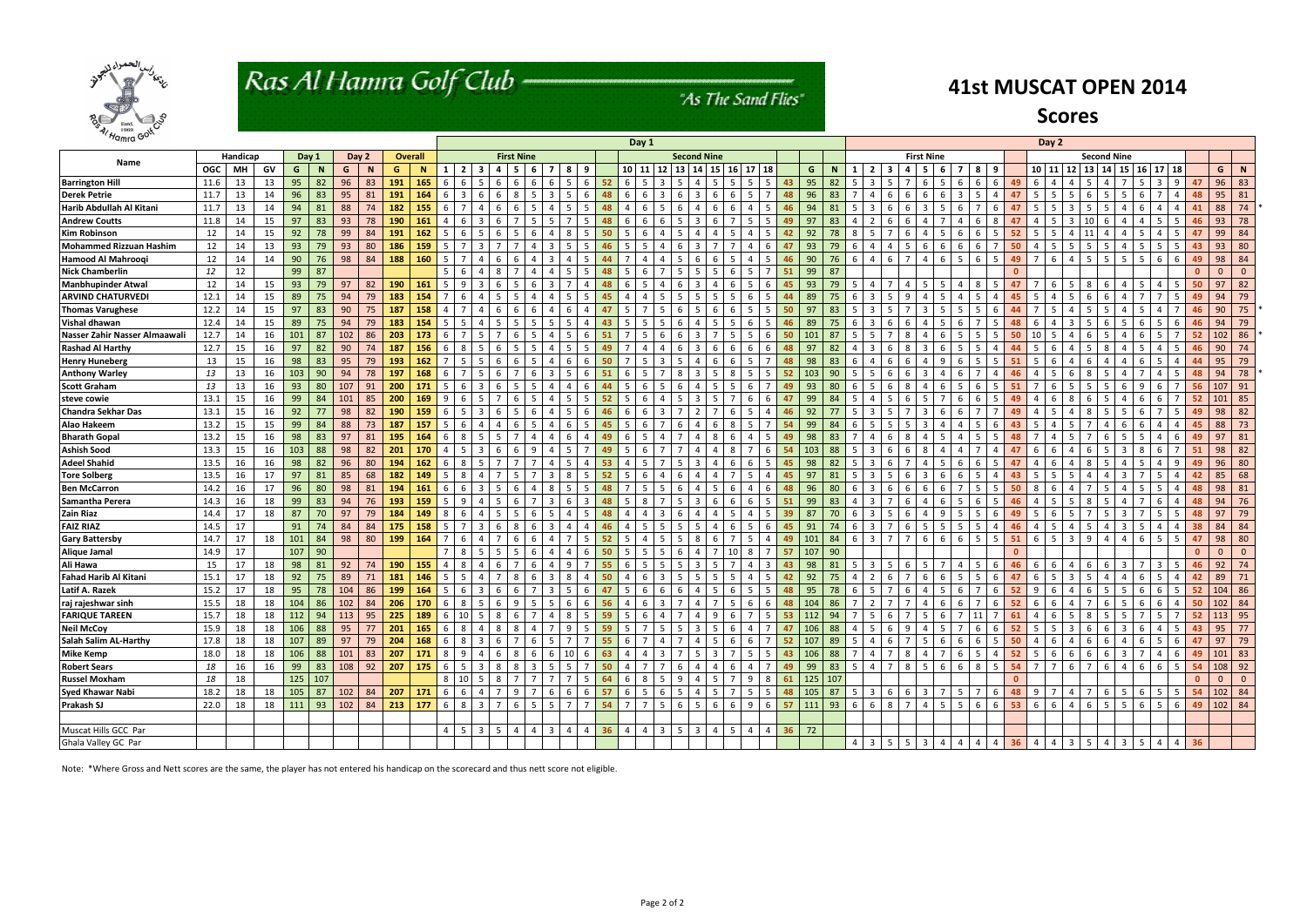# Ras Al Hamra Golf Club

"As The Sand Flies"

## 41st MUSCAT OPEN 2014

## Scores

| Name | Handicap | | | Day 1 | | Day 2 | | Overall | | Day 1 | | | | | | | | | | | | | | | | | | | | | | Day 2 | | | | | | | | | | | | | | | | | | | | | | |
|---|---|---|---|---|---|---|---|---|---|---|---|---|---|---|---|---|---|---|---|---|---|---|---|---|---|---|---|---|---|---|---|---|---|---|---|---|---|---|---|---|---|---|---|---|---|---|---|---|---|---|---|---|---|---|
| | | | | | | | | | | First Nine | | | | | | | | | | Second Nine | | | | | | | | | | | | First Nine | | | | | | | | | | Second Nine | | | | | | | | | | | | |
| | OGC | MH | GV | G | N | G | N | G | N | 1 | 2 | 3 | 4 | 5 | 6 | 7 | 8 | 9 | | 10 | 11 | 12 | 13 | 14 | 15 | 16 | 17 | 18 | | G | N | 1 | 2 | 3 | 4 | 5 | 6 | 7 | 8 | 9 | | 10 | 11 | 12 | 13 | 14 | 15 | 16 | 17 | 18 | | G | N | |
| Barrington Hill | 11.6 | 13 | 13 | 95 | 82 | 96 | 83 | 191 | 165 | 6 | 6 | 5 | 6 | 6 | 6 | 6 | 5 | 6 | 52 | 6 | 5 | 3 | 5 | 4 | 5 | 5 | 5 | 5 | 43 | 95 | 82 | 5 | 3 | 5 | 7 | 6 | 5 | 6 | 6 | 6 | 49 | 6 | 4 | 4 | 5 | 4 | 7 | 5 | 3 | 9 | 47 | 96 | 83 | |
| Derek Petrie | 11.7 | 13 | 14 | 96 | 83 | 95 | 81 | 191 | 164 | 6 | 3 | 6 | 6 | 8 | 5 | 3 | 5 | 6 | 48 | 6 | 6 | 3 | 6 | 3 | 6 | 6 | 5 | 7 | 48 | 96 | 83 | 7 | 4 | 6 | 6 | 6 | 6 | 3 | 5 | 4 | 47 | 5 | 5 | 5 | 6 | 5 | 5 | 6 | 7 | 4 | 48 | 95 | 81 | |
| Harib Abdullah Al Kitani | 11.7 | 13 | 14 | 94 | 81 | 88 | 74 | 182 | 155 | 6 | 7 | 4 | 6 | 6 | 5 | 4 | 5 | 5 | 48 | 4 | 6 | 5 | 6 | 4 | 6 | 6 | 4 | 5 | 46 | 94 | 81 | 5 | 3 | 6 | 6 | 3 | 5 | 6 | 7 | 6 | 47 | 5 | 5 | 3 | 5 | 5 | 4 | 6 | 4 | 4 | 41 | 88 | 74 | * |
| Andrew Coutts | 11.8 | 14 | 15 | 97 | 83 | 93 | 78 | 190 | 161 | 4 | 6 | 3 | 6 | 7 | 5 | 5 | 7 | 5 | 48 | 6 | 6 | 6 | 5 | 3 | 6 | 7 | 5 | 5 | 49 | 97 | 83 | 4 | 2 | 6 | 6 | 4 | 7 | 4 | 6 | 8 | 47 | 4 | 5 | 3 | 10 | 6 | 4 | 4 | 5 | 5 | 46 | 93 | 78 | |
| Kim Robinson | 12 | 14 | 15 | 92 | 78 | 99 | 84 | 191 | 162 | 5 | 6 | 5 | 6 | 5 | 6 | 4 | 8 | 5 | 50 | 5 | 6 | 4 | 5 | 4 | 4 | 5 | 4 | 5 | 42 | 92 | 78 | 8 | 5 | 7 | 6 | 4 | 5 | 6 | 6 | 5 | 52 | 5 | 5 | 4 | 11 | 4 | 4 | 5 | 4 | 5 | 47 | 99 | 84 | |
| Mohammed Rizzuan Hashim | 12 | 14 | 13 | 93 | 79 | 93 | 80 | 186 | 159 | 5 | 7 | 3 | 7 | 7 | 4 | 3 | 5 | 5 | 46 | 5 | 5 | 4 | 6 | 3 | 7 | 7 | 4 | 6 | 47 | 93 | 79 | 6 | 4 | 4 | 5 | 6 | 6 | 6 | 6 | 7 | 50 | 4 | 5 | 5 | 5 | 5 | 4 | 5 | 5 | 5 | 43 | 93 | 80 | |
| Hamood Al Mahrooqi | 12 | 14 | 14 | 90 | 76 | 98 | 84 | 188 | 160 | 5 | 7 | 4 | 6 | 6 | 4 | 3 | 4 | 5 | 44 | 7 | 4 | 4 | 5 | 6 | 6 | 5 | 4 | 5 | 46 | 90 | 76 | 6 | 4 | 6 | 7 | 4 | 6 | 5 | 6 | 5 | 49 | 7 | 6 | 4 | 5 | 5 | 5 | 5 | 6 | 6 | 49 | 98 | 84 | |
| Nick Chamberlin | *12* | 12 | | 99 | 87 | | | | | 5 | 6 | 4 | 8 | 7 | 4 | 4 | 5 | 5 | 48 | 5 | 6 | 7 | 5 | 5 | 5 | 6 | 5 | 7 | 51 | 99 | 87 | | | | | | | | | | 0 | | | | | | | | | | 0 | 0 | 0 | |
| Manbhupinder Atwal | 12 | 14 | 15 | 93 | 79 | 97 | 82 | 190 | 161 | 5 | 9 | 3 | 6 | 5 | 6 | 3 | 7 | 4 | 48 | 6 | 5 | 4 | 6 | 3 | 4 | 6 | 5 | 6 | 45 | 93 | 79 | 5 | 4 | 7 | 4 | 5 | 5 | 4 | 8 | 5 | 47 | 7 | 6 | 5 | 8 | 6 | 4 | 5 | 4 | 5 | 50 | 97 | 82 | |
| ARVIND CHATURVEDI | 12.1 | 14 | 15 | 89 | 75 | 94 | 79 | 183 | 154 | 7 | 6 | 4 | 5 | 5 | 4 | 4 | 5 | 5 | 45 | 4 | 4 | 5 | 5 | 5 | 5 | 6 | 5 | 5 | 44 | 89 | 75 | 6 | 3 | 5 | 9 | 4 | 5 | 4 | 5 | 4 | 45 | 5 | 4 | 5 | 6 | 6 | 4 | 7 | 7 | 5 | 49 | 94 | 79 | |
| Thomas Varughese | 12.2 | 14 | 15 | 97 | 83 | 90 | 75 | 187 | 158 | 4 | 7 | 4 | 6 | 6 | 6 | 4 | 6 | 4 | 47 | 5 | 7 | 5 | 6 | 5 | 6 | 6 | 5 | 5 | 50 | 97 | 83 | 6 | 3 | 5 | 7 | 3 | 5 | 5 | 5 | 6 | 44 | 7 | 5 | 4 | 5 | 5 | 4 | 5 | 4 | 7 | 46 | 90 | 75 | * |
| Vishal dhawan | 12.4 | 14 | 15 | 89 | 75 | 94 | 79 | 183 | 154 | 5 | 5 | 4 | 5 | 5 | 5 | 5 | 5 | 4 | 43 | 5 | 5 | 5 | 6 | 4 | 5 | 5 | 6 | 5 | 46 | 89 | 75 | 6 | 3 | 6 | 6 | 4 | 5 | 6 | 7 | 5 | 48 | 6 | 4 | 3 | 5 | 6 | 5 | 6 | 5 | 6 | 46 | 94 | 79 | |
| Nasser Zahir Nasser Almaawali | 12.7 | 14 | 16 | 101 | 87 | 102 | 86 | 203 | 173 | 6 | 7 | 5 | 7 | 6 | 5 | 4 | 5 | 6 | 51 | 7 | 5 | 6 | 6 | 3 | 7 | 5 | 5 | 6 | 50 | 101 | 87 | 5 | 5 | 7 | 8 | 4 | 6 | 5 | 5 | 5 | 50 | 10 | 5 | 4 | 6 | 5 | 4 | 6 | 5 | 7 | 52 | 102 | 86 | * |
| Rashad Al Harthy | 12.7 | 15 | 16 | 97 | 82 | 90 | 74 | 187 | 156 | 6 | 8 | 5 | 6 | 5 | 5 | 4 | 5 | 5 | 49 | 7 | 4 | 4 | 6 | 3 | 6 | 6 | 6 | 6 | 48 | 97 | 82 | 4 | 3 | 6 | 8 | 3 | 6 | 5 | 5 | 4 | 44 | 5 | 6 | 4 | 5 | 8 | 4 | 5 | 4 | 5 | 46 | 90 | 74 | |
| Henry Huneberg | 13 | 15 | 16 | 98 | 83 | 95 | 79 | 193 | 162 | 7 | 5 | 5 | 6 | 6 | 5 | 4 | 6 | 6 | 50 | 7 | 5 | 3 | 5 | 4 | 6 | 6 | 5 | 7 | 48 | 98 | 83 | 6 | 4 | 6 | 6 | 4 | 9 | 6 | 5 | 5 | 51 | 5 | 6 | 4 | 6 | 4 | 4 | 6 | 5 | 4 | 44 | 95 | 79 | |
| Anthony Warley | *13* | 13 | 16 | 103 | 90 | 94 | 78 | 197 | 168 | 6 | 7 | 5 | 6 | 7 | 6 | 3 | 5 | 6 | 51 | 6 | 5 | 7 | 8 | 3 | 5 | 8 | 5 | 5 | 52 | 103 | 90 | 5 | 5 | 6 | 6 | 3 | 4 | 6 | 7 | 4 | 46 | 4 | 5 | 6 | 8 | 5 | 4 | 7 | 4 | 5 | 48 | 94 | 78 | * |
| Scott Graham | *13* | 13 | 16 | 93 | 80 | 107 | 91 | 200 | 171 | 5 | 6 | 3 | 6 | 5 | 5 | 4 | 4 | 6 | 44 | 5 | 6 | 5 | 6 | 4 | 5 | 5 | 6 | 7 | 49 | 93 | 80 | 6 | 5 | 6 | 8 | 4 | 6 | 5 | 6 | 5 | 51 | 7 | 6 | 5 | 5 | 5 | 6 | 9 | 6 | 7 | 56 | 107 | 91 | |
| steve cowie | 13.1 | 15 | 16 | 99 | 84 | 101 | 85 | 200 | 169 | 9 | 6 | 5 | 7 | 6 | 5 | 4 | 5 | 5 | 52 | 5 | 6 | 4 | 5 | 3 | 5 | 7 | 6 | 6 | 47 | 99 | 84 | 5 | 4 | 5 | 6 | 5 | 7 | 6 | 6 | 5 | 49 | 4 | 6 | 8 | 6 | 5 | 4 | 6 | 6 | 7 | 52 | 101 | 85 | |
| Chandra Sekhar Das | 13.1 | 15 | 16 | 92 | 77 | 98 | 82 | 190 | 159 | 6 | 5 | 3 | 6 | 5 | 6 | 4 | 5 | 6 | 46 | 6 | 6 | 3 | 7 | 2 | 7 | 6 | 5 | 4 | 46 | 92 | 77 | 5 | 3 | 5 | 7 | 3 | 6 | 6 | 7 | 7 | 49 | 4 | 5 | 4 | 8 | 5 | 5 | 6 | 7 | 5 | 49 | 98 | 82 | |
| Alao Hakeem | 13.2 | 15 | 15 | 99 | 84 | 88 | 73 | 187 | 157 | 5 | 6 | 4 | 4 | 6 | 5 | 4 | 6 | 5 | 45 | 5 | 6 | 7 | 6 | 4 | 6 | 8 | 5 | 7 | 54 | 99 | 84 | 6 | 5 | 5 | 5 | 3 | 4 | 4 | 5 | 6 | 43 | 5 | 4 | 5 | 7 | 4 | 6 | 6 | 4 | 4 | 45 | 88 | 73 | |
| Bharath Gopal | 13.2 | 15 | 16 | 98 | 83 | 97 | 81 | 195 | 164 | 6 | 8 | 5 | 5 | 7 | 4 | 4 | 6 | 4 | 49 | 6 | 5 | 4 | 7 | 4 | 8 | 6 | 4 | 5 | 49 | 98 | 83 | 7 | 4 | 6 | 8 | 4 | 5 | 4 | 5 | 5 | 48 | 7 | 4 | 5 | 7 | 6 | 5 | 5 | 4 | 6 | 49 | 97 | 81 | |
| Ashish Sood | 13.3 | 15 | 16 | 103 | 88 | 98 | 82 | 201 | 170 | 4 | 5 | 3 | 6 | 6 | 9 | 4 | 5 | 7 | 49 | 5 | 6 | 7 | 7 | 4 | 4 | 8 | 7 | 6 | 54 | 103 | 88 | 5 | 3 | 6 | 6 | 8 | 4 | 4 | 7 | 4 | 47 | 6 | 6 | 4 | 6 | 5 | 3 | 8 | 6 | 7 | 51 | 98 | 82 | |
| Adeel Shahid | 13.5 | 16 | 16 | 98 | 82 | 96 | 80 | 194 | 162 | 6 | 8 | 5 | 7 | 7 | 7 | 4 | 5 | 4 | 53 | 4 | 5 | 7 | 5 | 3 | 4 | 6 | 6 | 5 | 45 | 98 | 82 | 5 | 3 | 6 | 7 | 4 | 5 | 6 | 6 | 5 | 47 | 4 | 6 | 4 | 8 | 5 | 4 | 5 | 4 | 9 | 49 | 96 | 80 | |
| Tore Solberg | 13.5 | 16 | 17 | 97 | 81 | 85 | 68 | 182 | 149 | 5 | 8 | 4 | 7 | 5 | 7 | 3 | 8 | 5 | 52 | 5 | 6 | 4 | 6 | 4 | 4 | 7 | 5 | 4 | 45 | 97 | 81 | 5 | 3 | 5 | 6 | 3 | 6 | 6 | 5 | 4 | 43 | 5 | 5 | 5 | 4 | 4 | 3 | 7 | 5 | 4 | 42 | 85 | 68 | |
| Ben McCarron | 14.2 | 16 | 17 | 96 | 80 | 98 | 81 | 194 | 161 | 6 | 6 | 3 | 5 | 6 | 4 | 8 | 5 | 5 | 48 | 7 | 5 | 5 | 6 | 4 | 5 | 6 | 4 | 6 | 48 | 96 | 80 | 6 | 3 | 6 | 6 | 6 | 6 | 7 | 5 | 5 | 50 | 8 | 6 | 4 | 7 | 5 | 4 | 5 | 5 | 4 | 48 | 98 | 81 | |
| Samantha Perera | 14.3 | 16 | 18 | 99 | 83 | 94 | 76 | 193 | 159 | 5 | 9 | 4 | 5 | 6 | 7 | 3 | 6 | 3 | 48 | 5 | 8 | 7 | 5 | 3 | 6 | 6 | 6 | 5 | 51 | 99 | 83 | 4 | 3 | 7 | 6 | 4 | 6 | 5 | 6 | 5 | 46 | 4 | 5 | 5 | 8 | 5 | 4 | 7 | 6 | 4 | 48 | 94 | 76 | |
| Zain Riaz | 14.4 | 17 | 18 | 87 | 70 | 97 | 79 | 184 | 149 | 8 | 6 | 4 | 5 | 5 | 6 | 5 | 4 | 5 | 48 | 4 | 4 | 3 | 6 | 4 | 4 | 5 | 4 | 5 | 39 | 87 | 70 | 6 | 3 | 5 | 6 | 4 | 9 | 5 | 5 | 6 | 49 | 5 | 6 | 5 | 7 | 5 | 3 | 7 | 5 | 5 | 48 | 97 | 79 | |
| FAIZ RIAZ | 14.5 | 17 | | 91 | 74 | 84 | 84 | 175 | 158 | 5 | 7 | 3 | 6 | 8 | 6 | 3 | 4 | 4 | 46 | 4 | 5 | 5 | 5 | 5 | 4 | 6 | 5 | 6 | 45 | 91 | 74 | 6 | 3 | 7 | 6 | 5 | 5 | 5 | 5 | 4 | 46 | 4 | 5 | 4 | 5 | 4 | 3 | 5 | 4 | 4 | 38 | 84 | 84 | |
| Gary Battersby | 14.7 | 17 | 18 | 101 | 84 | 98 | 80 | 199 | 164 | 7 | 6 | 4 | 7 | 6 | 6 | 4 | 7 | 5 | 52 | 5 | 4 | 5 | 5 | 8 | 6 | 7 | 5 | 4 | 49 | 101 | 84 | 6 | 3 | 7 | 7 | 6 | 6 | 6 | 5 | 5 | 51 | 6 | 5 | 3 | 9 | 4 | 4 | 6 | 5 | 5 | 47 | 98 | 80 | |
| Alique Jamal | 14.9 | 17 | | 107 | 90 | | | | | 7 | 8 | 5 | 5 | 5 | 6 | 4 | 4 | 6 | 50 | 5 | 5 | 5 | 6 | 4 | 7 | 10 | 8 | 7 | 57 | 107 | 90 | | | | | | | | | | 0 | | | | | | | | | | 0 | 0 | 0 | |
| Ali Hawa | 15 | 17 | 18 | 98 | 81 | 92 | 74 | 190 | 155 | 4 | 8 | 4 | 6 | 7 | 6 | 4 | 9 | 7 | 55 | 6 | 5 | 5 | 5 | 3 | 5 | 7 | 4 | 3 | 43 | 98 | 81 | 5 | 3 | 5 | 6 | 5 | 7 | 4 | 5 | 6 | 46 | 6 | 6 | 4 | 6 | 6 | 3 | 7 | 3 | 5 | 46 | 92 | 74 | |
| Fahad Harib Al Kitani | 15.1 | 17 | 18 | 92 | 75 | 89 | 71 | 181 | 146 | 5 | 5 | 4 | 7 | 8 | 6 | 3 | 8 | 4 | 50 | 4 | 6 | 3 | 5 | 5 | 5 | 5 | 4 | 5 | 42 | 92 | 75 | 4 | 2 | 6 | 7 | 6 | 6 | 5 | 5 | 6 | 47 | 6 | 5 | 3 | 5 | 4 | 4 | 6 | 5 | 4 | 42 | 89 | 71 | |
| Latif A. Razek | 15.2 | 17 | 18 | 95 | 78 | 104 | 86 | 199 | 164 | 5 | 6 | 3 | 6 | 6 | 7 | 3 | 5 | 6 | 47 | 5 | 6 | 6 | 6 | 4 | 5 | 6 | 5 | 5 | 48 | 95 | 78 | 6 | 5 | 7 | 6 | 4 | 5 | 6 | 7 | 6 | 52 | 9 | 6 | 4 | 6 | 5 | 5 | 6 | 6 | 5 | 52 | 104 | 86 | |
| raj rajeshwar sinh | 15.5 | 18 | 18 | 104 | 86 | 102 | 84 | 206 | 170 | 6 | 8 | 5 | 6 | 9 | 5 | 5 | 6 | 6 | 56 | 4 | 6 | 3 | 7 | 4 | 7 | 5 | 6 | 6 | 48 | 104 | 86 | 7 | 2 | 7 | 7 | 4 | 6 | 6 | 7 | 6 | 52 | 6 | 6 | 4 | 7 | 6 | 5 | 6 | 6 | 4 | 50 | 102 | 84 | |
| FARIQUE TAREEN | 15.7 | 18 | 18 | 112 | 94 | 113 | 95 | 225 | 189 | 6 | 10 | 5 | 8 | 6 | 7 | 4 | 8 | 5 | 59 | 5 | 6 | 4 | 7 | 4 | 9 | 6 | 7 | 5 | 53 | 112 | 94 | 7 | 5 | 6 | 7 | 5 | 6 | 7 | 11 | 7 | 61 | 4 | 6 | 5 | 8 | 5 | 5 | 7 | 5 | 7 | 52 | 113 | 95 | |
| Neil McCoy | 15.9 | 18 | 18 | 106 | 88 | 95 | 77 | 201 | 165 | 6 | 8 | 4 | 8 | 8 | 4 | 7 | 9 | 5 | 59 | 5 | 7 | 5 | 5 | 3 | 5 | 6 | 4 | 7 | 47 | 106 | 88 | 4 | 5 | 6 | 9 | 4 | 5 | 7 | 6 | 6 | 52 | 5 | 5 | 3 | 6 | 6 | 3 | 6 | 4 | 5 | 43 | 95 | 77 | |
| Salah Salim Al-Harthy | 17.8 | 18 | 18 | 107 | 89 | 97 | 79 | 204 | 168 | 6 | 8 | 3 | 6 | 7 | 6 | 5 | 7 | 7 | 55 | 6 | 7 | 4 | 7 | 4 | 5 | 6 | 6 | 7 | 52 | 107 | 89 | 5 | 4 | 6 | 7 | 5 | 6 | 6 | 6 | 5 | 50 | 4 | 6 | 4 | 6 | 6 | 4 | 6 | 5 | 6 | 47 | 97 | 79 | |
| Mike Kemp | 18.0 | 18 | 18 | 106 | 88 | 101 | 83 | 207 | 171 | 8 | 9 | 4 | 6 | 8 | 6 | 6 | 10 | 6 | 63 | 4 | 4 | 3 | 7 | 5 | 3 | 7 | 5 | 5 | 43 | 106 | 88 | 7 | 4 | 7 | 8 | 4 | 7 | 6 | 5 | 4 | 52 | 5 | 6 | 6 | 6 | 6 | 3 | 7 | 4 | 6 | 49 | 101 | 83 | |
| Robert Sears | *18* | 16 | 16 | 99 | 83 | 108 | 92 | 207 | 175 | 6 | 5 | 3 | 8 | 8 | 3 | 5 | 5 | 7 | 50 | 4 | 7 | 7 | 6 | 4 | 4 | 6 | 4 | 7 | 49 | 99 | 83 | 5 | 4 | 7 | 8 | 5 | 6 | 6 | 8 | 5 | 54 | 7 | 7 | 6 | 7 | 6 | 4 | 6 | 6 | 5 | 54 | 108 | 92 | |
| Russel Moxham | *18* | 18 | | 125 | 107 | | | | | 8 | 10 | 5 | 8 | 7 | 7 | 7 | 7 | 5 | 64 | 6 | 8 | 5 | 9 | 4 | 5 | 7 | 9 | 8 | 61 | 125 | 107 | | | | | | | | | | 0 | | | | | | | | | | 0 | 0 | 0 | |
| Syed Khawar Nabi | 18.2 | 18 | 18 | 105 | 87 | 102 | 84 | 207 | 171 | 6 | 6 | 4 | 7 | 9 | 7 | 6 | 6 | 6 | 57 | 6 | 5 | 6 | 5 | 4 | 5 | 7 | 5 | 5 | 48 | 105 | 87 | 5 | 3 | 6 | 6 | 3 | 7 | 5 | 7 | 6 | 48 | 9 | 7 | 4 | 7 | 6 | 5 | 6 | 5 | 5 | 54 | 102 | 84 | |
| Prakash SJ | 22.0 | 18 | 18 | 111 | 93 | 102 | 84 | 213 | 177 | 6 | 8 | 3 | 7 | 6 | 5 | 5 | 7 | 7 | 54 | 7 | 7 | 5 | 6 | 5 | 6 | 6 | 9 | 6 | 57 | 111 | 93 | 6 | 6 | 8 | 7 | 4 | 5 | 5 | 6 | 6 | 53 | 6 | 6 | 4 | 6 | 5 | 5 | 6 | 5 | 6 | 49 | 102 | 84 | |
| | | | | | | | | | | | | | | | | | | | | | | | | | | | | | | | | | | | | | | | | | | | | | | | | | | | | | | |
| Muscat Hills GCC Par | | | | | | | | | | 4 | 5 | 3 | 5 | 4 | 4 | 3 | 4 | 4 | 36 | 4 | 4 | 3 | 5 | 3 | 4 | 5 | 4 | 4 | 36 | 72 | | | | | | | | | | | | | | | | | | | | | | | | |
| Ghala Valley GC Par | | | | | | | | | | | | | | | | | | | | | | | | | | | | | | | | 4 | 3 | 5 | 5 | 3 | 4 | 4 | 4 | 4 | 36 | 4 | 4 | 3 | 5 | 4 | 3 | 5 | 4 | 4 | 36 | | | |

Note: *Where Gross and Nett scores are the same, the player has not entered his handicap on the scorecard and thus nett score not eligible.